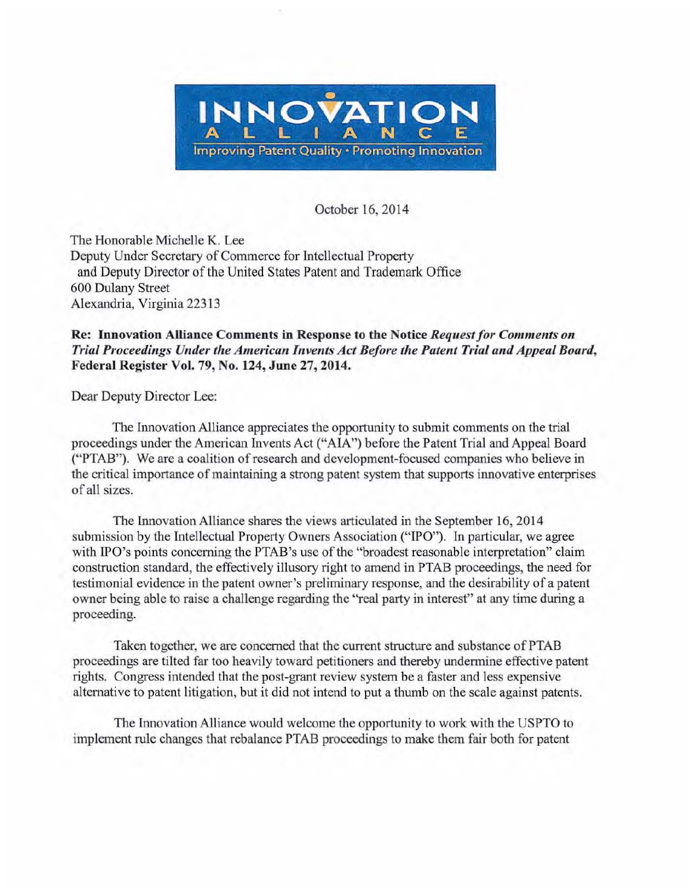INNOVATION ALLIANCE

Improving Patent Quality • Promoting Innovation

October 16, 2014

The Honorable Michelle K. Lee
Deputy Under Secretary of Commerce for Intellectual Property
and Deputy Director of the United States Patent and Trademark Office
600 Dulany Street
Alexandria, Virginia 22313

**Re: Innovation Alliance Comments in Response to the Notice *Request for Comments on Trial Proceedings Under the American Invents Act Before the Patent Trial and Appeal Board*, Federal Register Vol. 79, No. 124, June 27, 2014.**

Dear Deputy Director Lee:

The Innovation Alliance appreciates the opportunity to submit comments on the trial proceedings under the American Invents Act ("AIA") before the Patent Trial and Appeal Board ("PTAB"). We are a coalition of research and development-focused companies who believe in the critical importance of maintaining a strong patent system that supports innovative enterprises of all sizes.

The Innovation Alliance shares the views articulated in the September 16, 2014 submission by the Intellectual Property Owners Association ("IPO"). In particular, we agree with IPO's points concerning the PTAB's use of the "broadest reasonable interpretation" claim construction standard, the effectively illusory right to amend in PTAB proceedings, the need for testimonial evidence in the patent owner's preliminary response, and the desirability of a patent owner being able to raise a challenge regarding the "real party in interest" at any time during a proceeding.

Taken together, we are concerned that the current structure and substance of PTAB proceedings are tilted far too heavily toward petitioners and thereby undermine effective patent rights. Congress intended that the post-grant review system be a faster and less expensive alternative to patent litigation, but it did not intend to put a thumb on the scale against patents.

The Innovation Alliance would welcome the opportunity to work with the USPTO to implement rule changes that rebalance PTAB proceedings to make them fair both for patent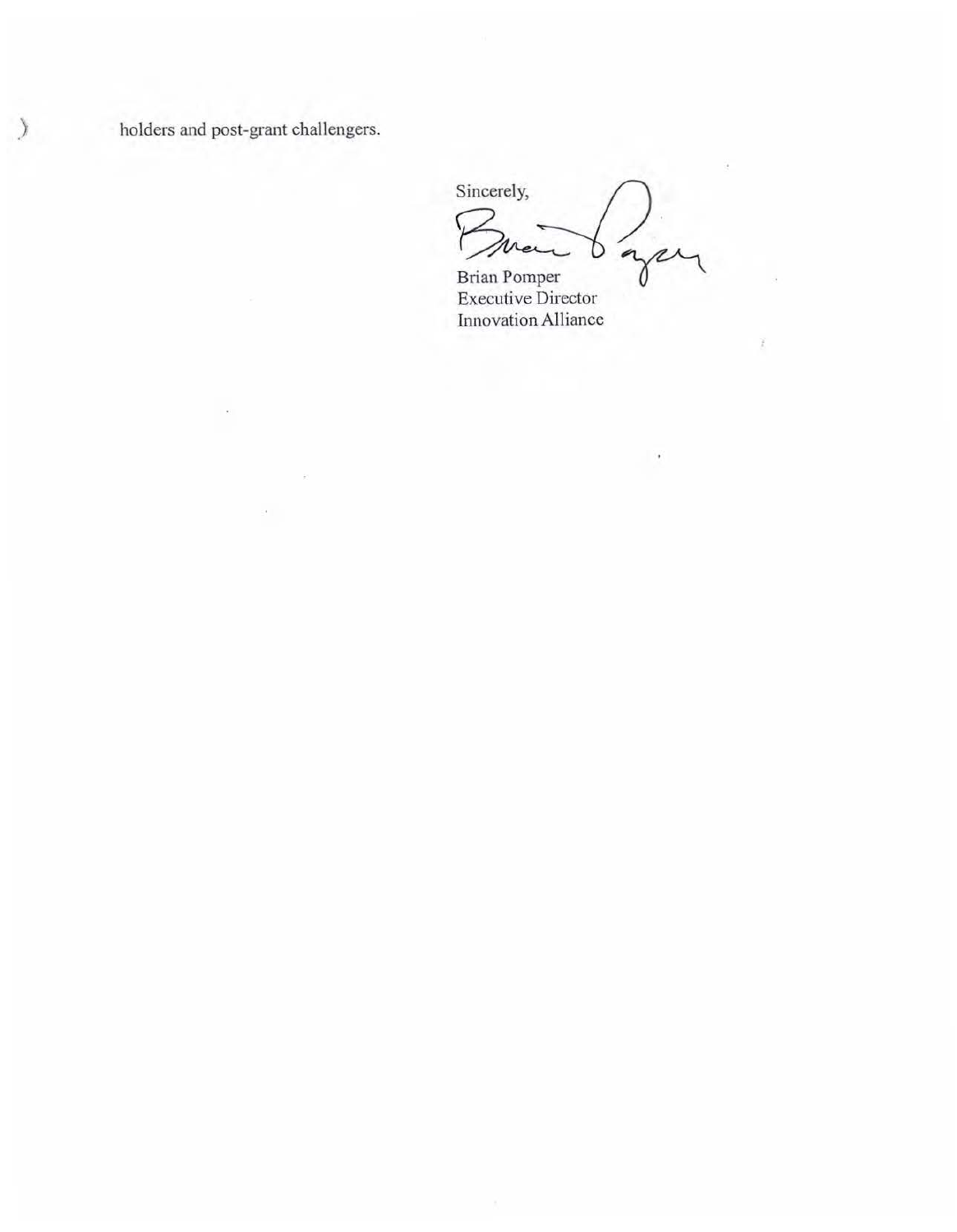holders and post-grant challengers.

Sincerely,

Brian Pomper
Executive Director
Innovation Alliance